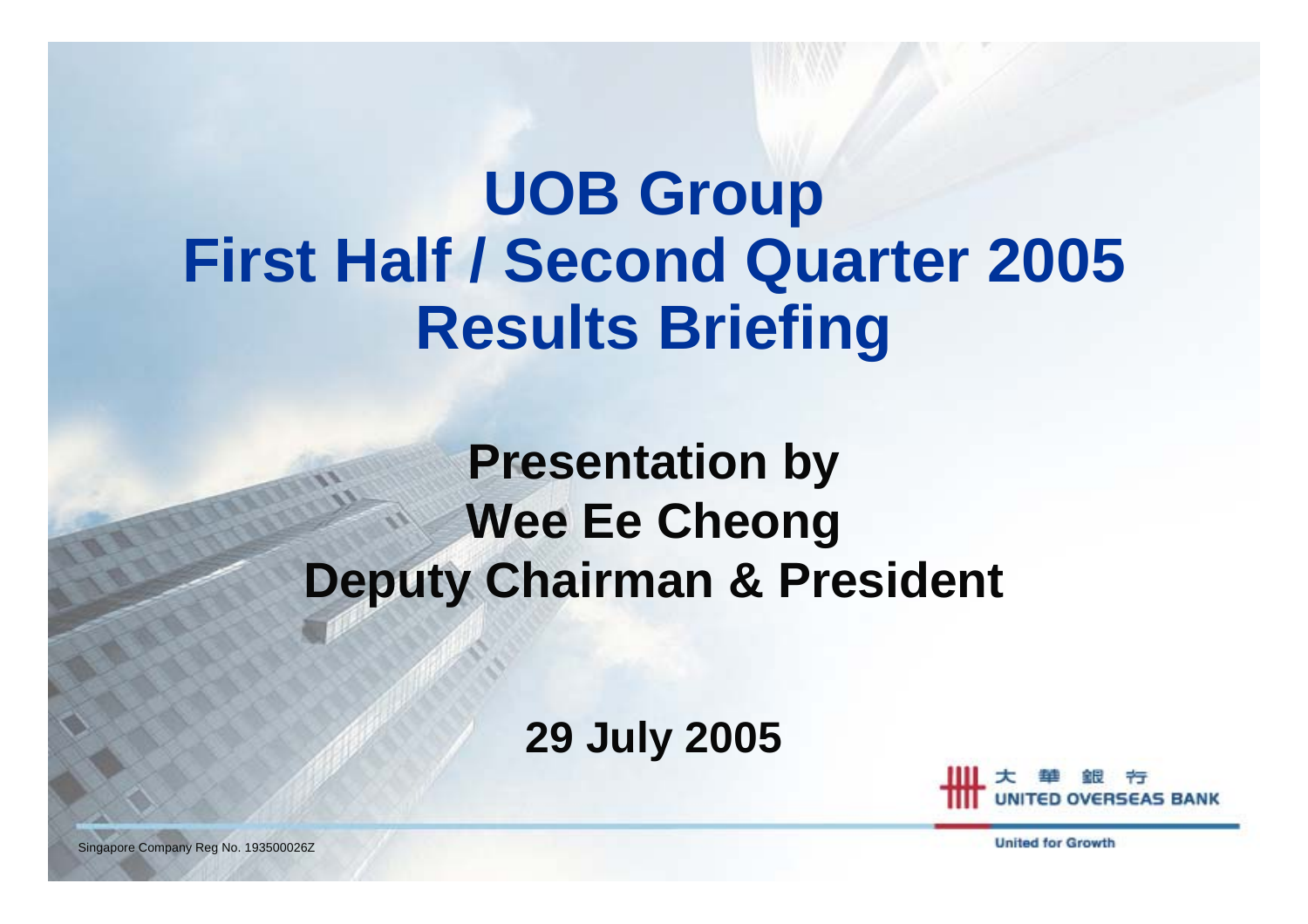# UOB Group
# First Half / Second Quarter 2005
# Results Briefing

## Presentation by
## Wee Ee Cheong
## Deputy Chairman & President

**29 July 2005**

大華銀行
UNITED OVERSEAS BANK

United for Growth

Singapore Company Reg No. 193500026Z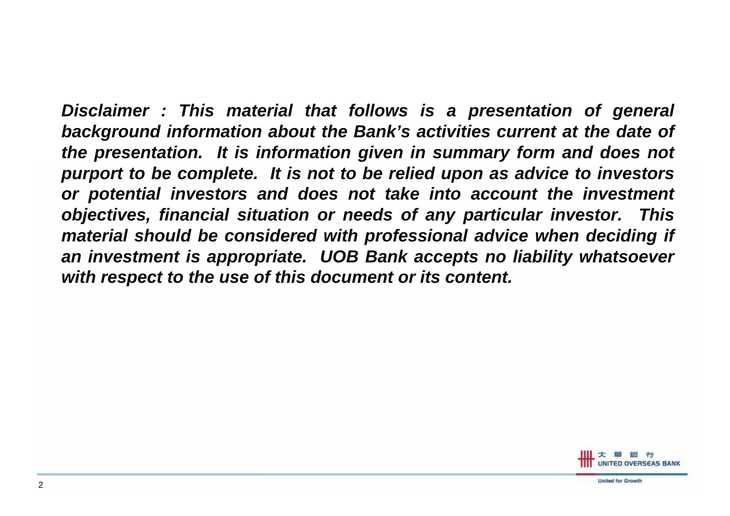***Disclaimer : This material that follows is a presentation of general background information about the Bank's activities current at the date of the presentation. It is information given in summary form and does not purport to be complete. It is not to be relied upon as advice to investors or potential investors and does not take into account the investment objectives, financial situation or needs of any particular investor. This material should be considered with professional advice when deciding if an investment is appropriate. UOB Bank accepts no liability whatsoever with respect to the use of this document or its content.***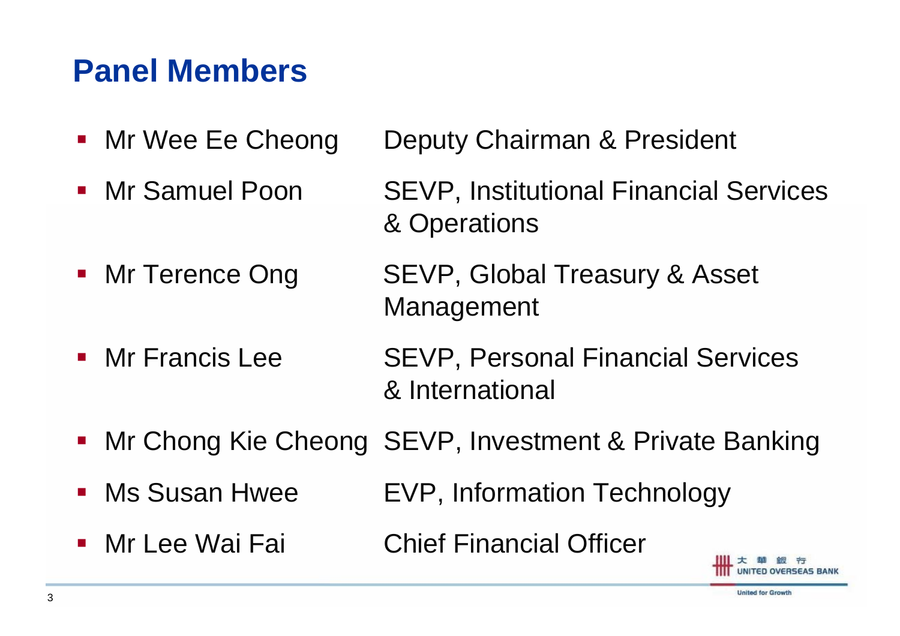## Panel Members

- Mr Wee Ee Cheong — Deputy Chairman & President
- Mr Samuel Poon — SEVP, Institutional Financial Services & Operations
- Mr Terence Ong — SEVP, Global Treasury & Asset Management
- Mr Francis Lee — SEVP, Personal Financial Services & International
- Mr Chong Kie Cheong — SEVP, Investment & Private Banking
- Ms Susan Hwee — EVP, Information Technology
- Mr Lee Wai Fai — Chief Financial Officer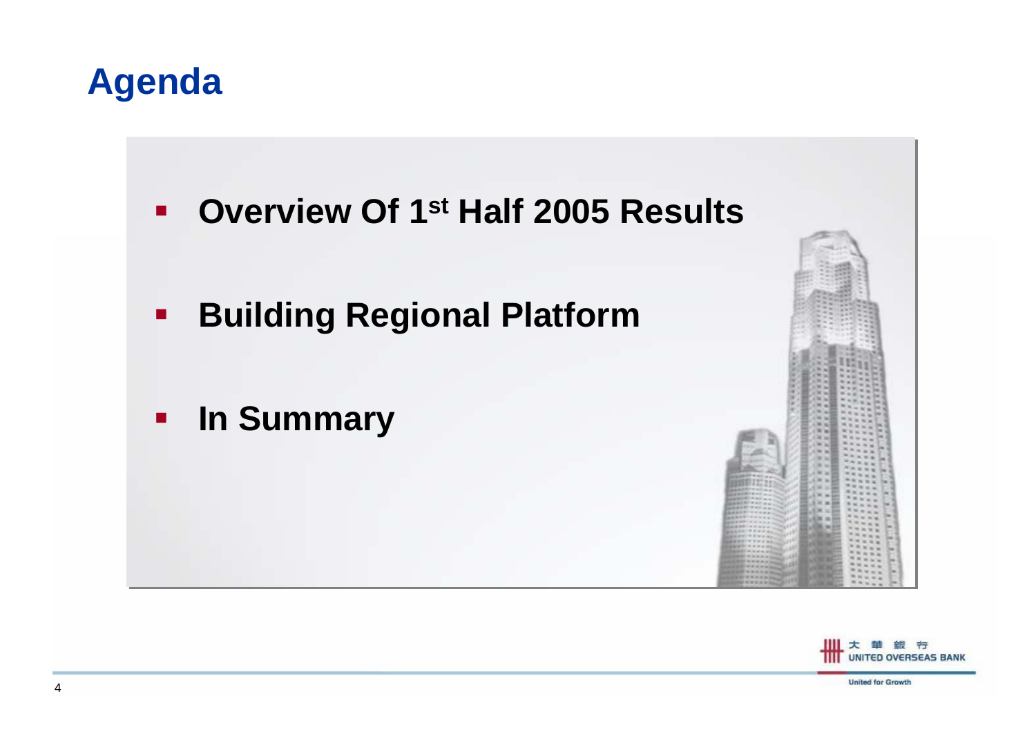# Agenda

- **Overview Of 1st Half 2005 Results**
- **Building Regional Platform**
- **In Summary**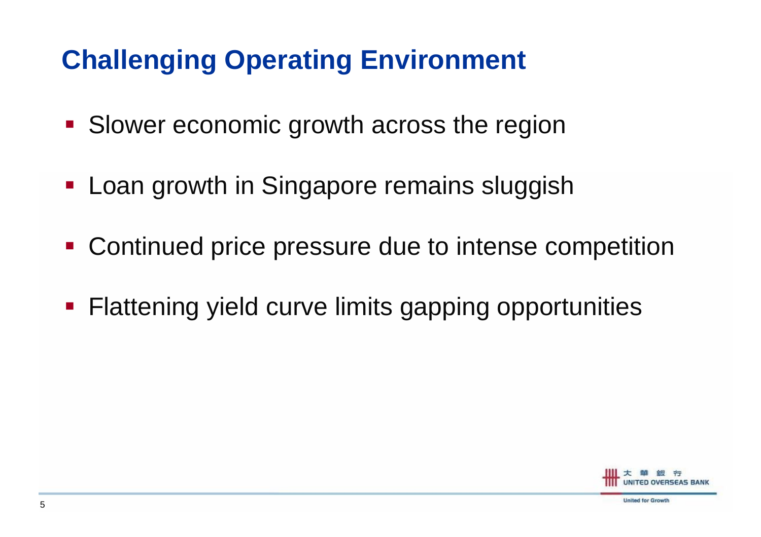# Challenging Operating Environment

- Slower economic growth across the region
- Loan growth in Singapore remains sluggish
- Continued price pressure due to intense competition
- Flattening yield curve limits gapping opportunities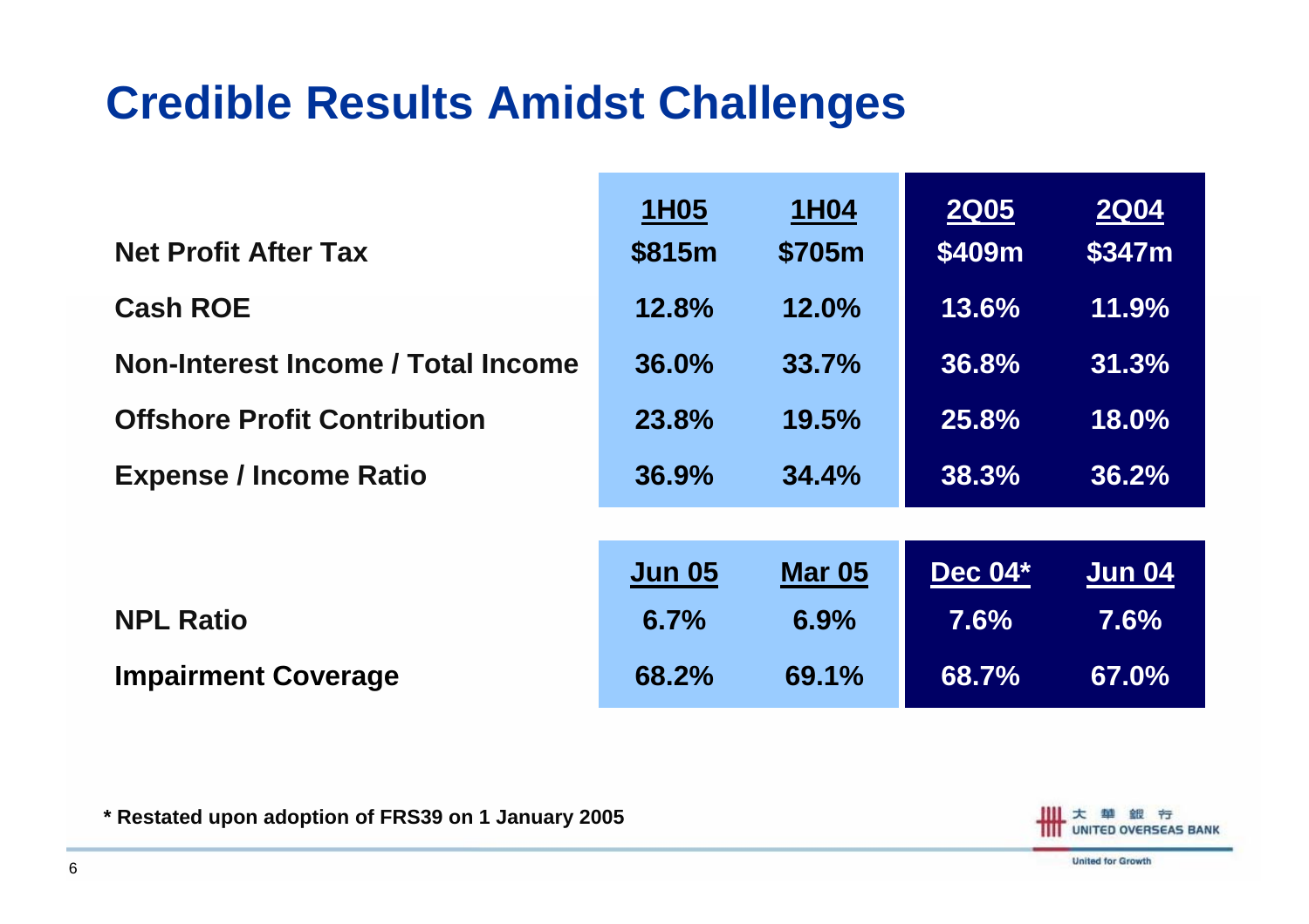# Credible Results Amidst Challenges

| | 1H05 | 1H04 | 2Q05 | 2Q04 |
|---|---|---|---|---|
| **Net Profit After Tax** | $815m | $705m | $409m | $347m |
| **Cash ROE** | 12.8% | 12.0% | 13.6% | 11.9% |
| **Non-Interest Income / Total Income** | 36.0% | 33.7% | 36.8% | 31.3% |
| **Offshore Profit Contribution** | 23.8% | 19.5% | 25.8% | 18.0% |
| **Expense / Income Ratio** | 36.9% | 34.4% | 38.3% | 36.2% |

| | Jun 05 | Mar 05 | Dec 04* | Jun 04 |
|---|---|---|---|---|
| **NPL Ratio** | 6.7% | 6.9% | 7.6% | 7.6% |
| **Impairment Coverage** | 68.2% | 69.1% | 68.7% | 67.0% |

**\* Restated upon adoption of FRS39 on 1 January 2005**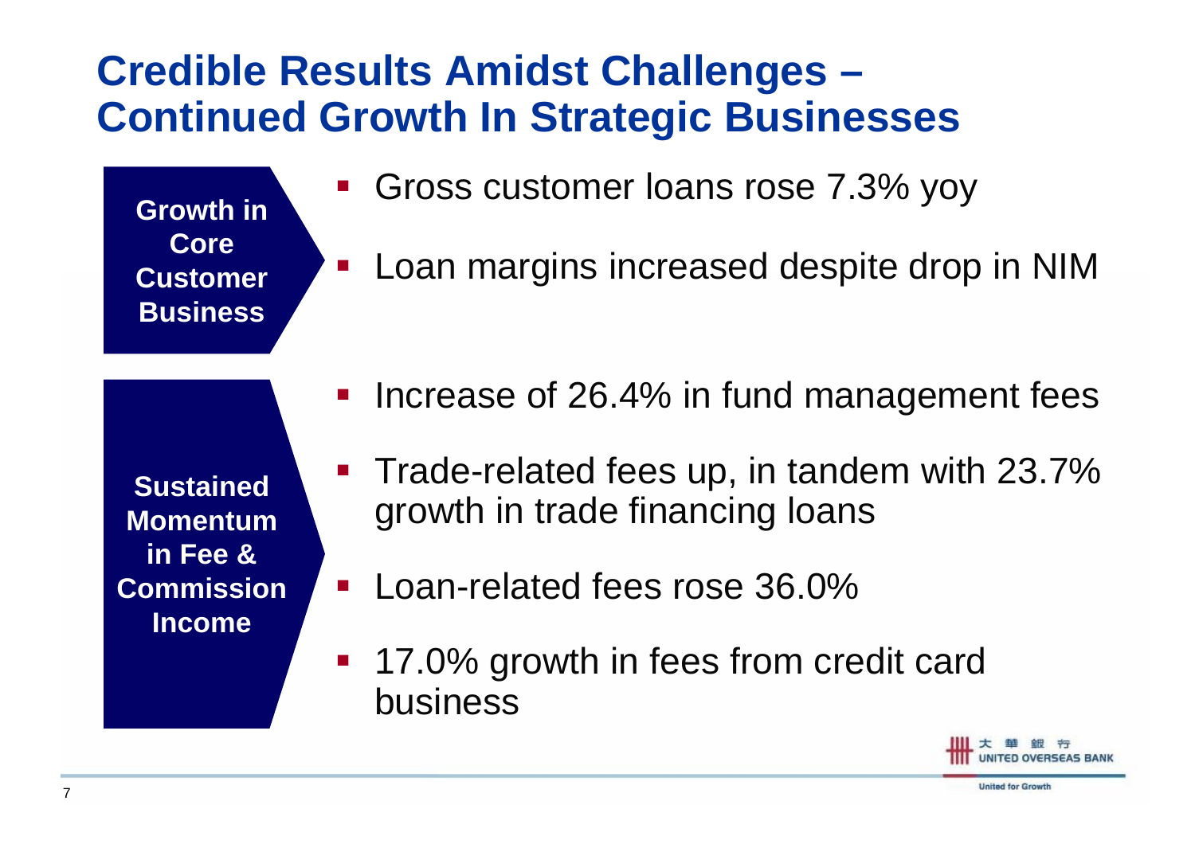# Credible Results Amidst Challenges – Continued Growth In Strategic Businesses

**Growth in Core Customer Business**

- Gross customer loans rose 7.3% yoy
- Loan margins increased despite drop in NIM

**Sustained Momentum in Fee & Commission Income**

- Increase of 26.4% in fund management fees
- Trade-related fees up, in tandem with 23.7% growth in trade financing loans
- Loan-related fees rose 36.0%
- 17.0% growth in fees from credit card business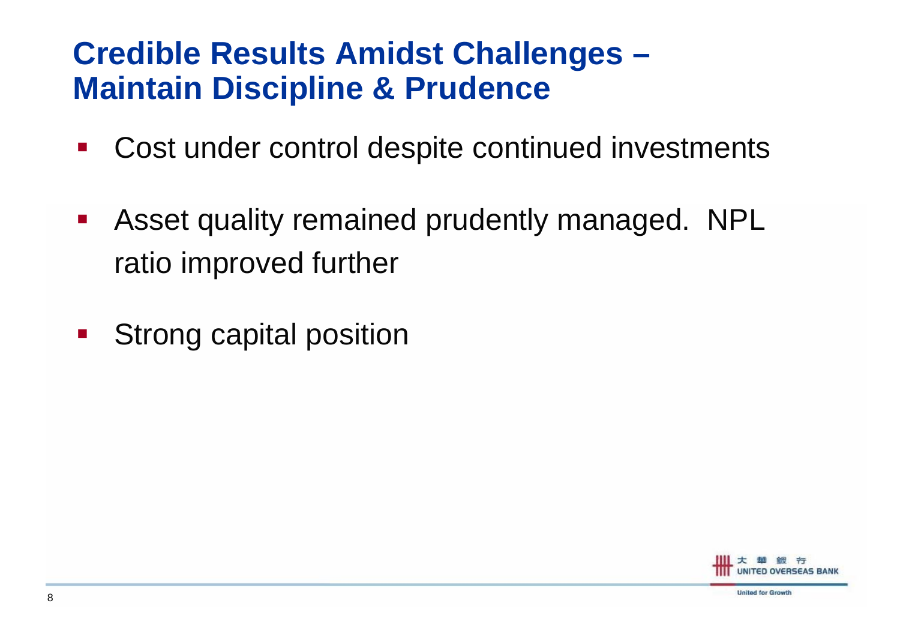# Credible Results Amidst Challenges – Maintain Discipline & Prudence

- Cost under control despite continued investments
- Asset quality remained prudently managed. NPL ratio improved further
- Strong capital position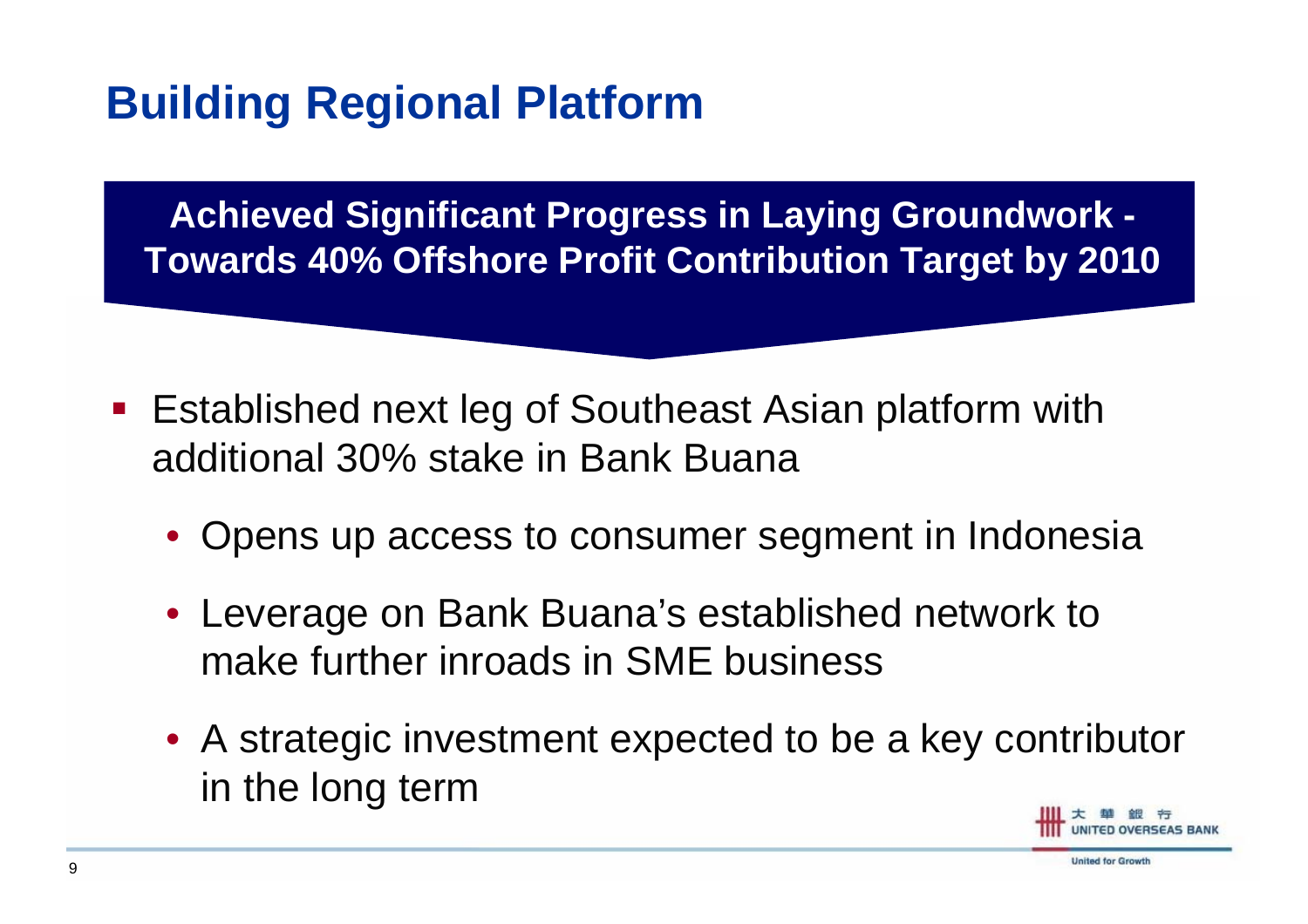# Building Regional Platform

**Achieved Significant Progress in Laying Groundwork - Towards 40% Offshore Profit Contribution Target by 2010**

- Established next leg of Southeast Asian platform with additional 30% stake in Bank Buana
  - Opens up access to consumer segment in Indonesia
  - Leverage on Bank Buana's established network to make further inroads in SME business
  - A strategic investment expected to be a key contributor in the long term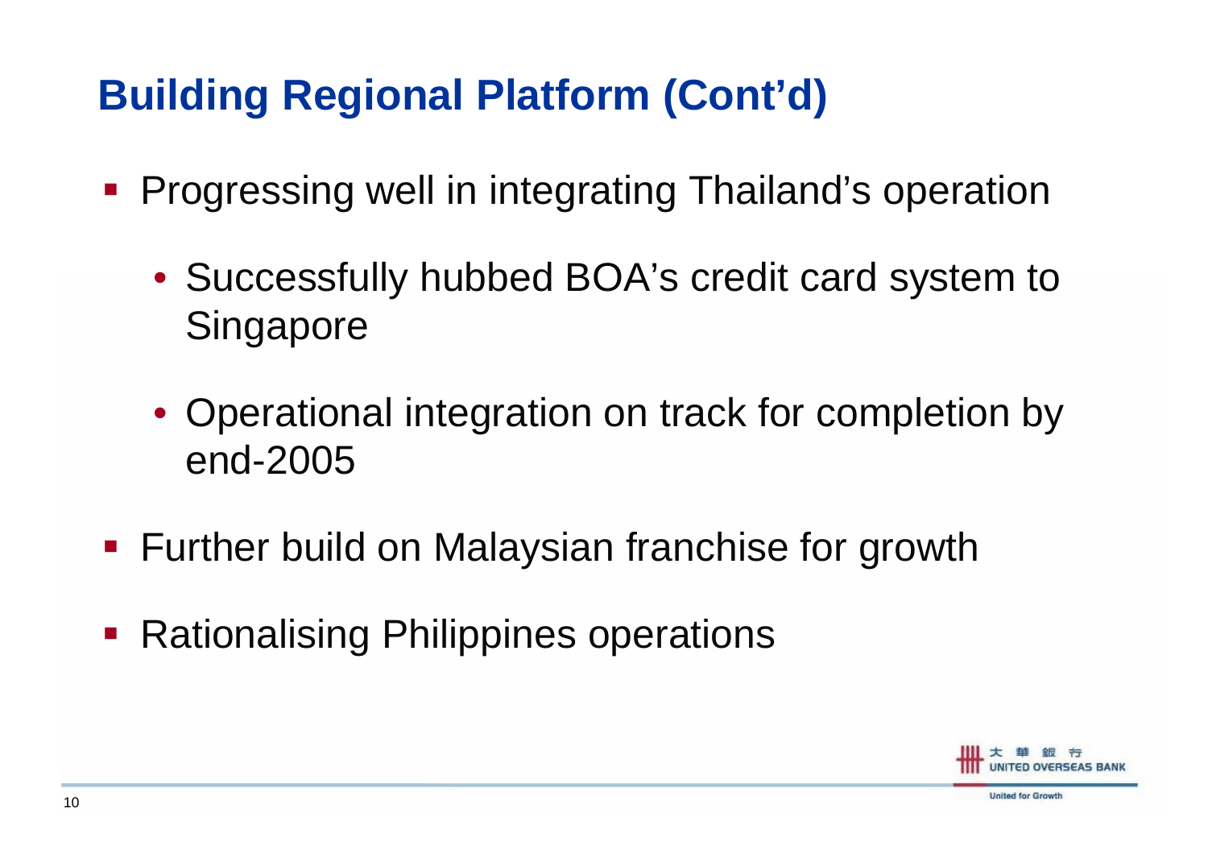# Building Regional Platform (Cont'd)

- Progressing well in integrating Thailand's operation
  - Successfully hubbed BOA's credit card system to Singapore
  - Operational integration on track for completion by end-2005
- Further build on Malaysian franchise for growth
- Rationalising Philippines operations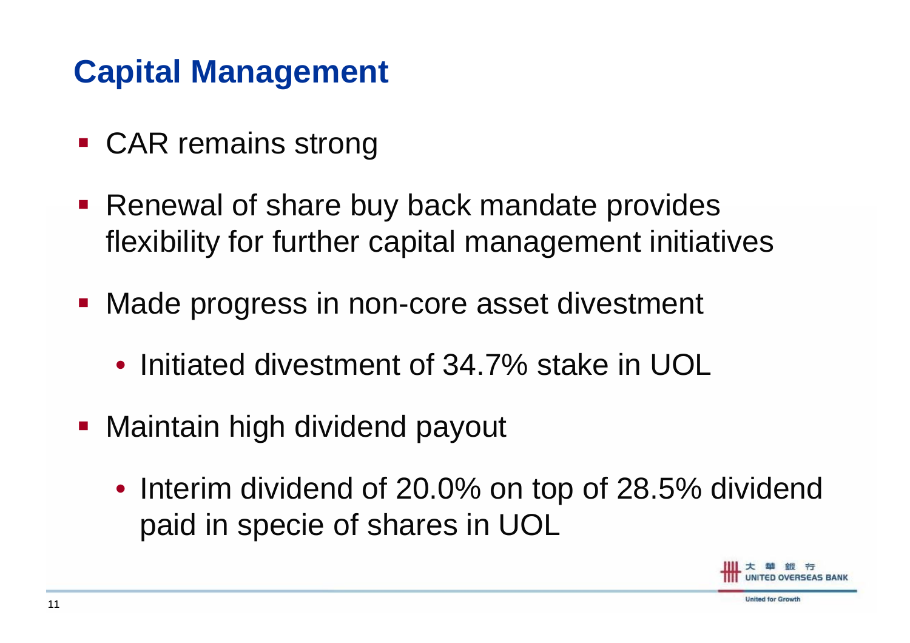# Capital Management

- CAR remains strong
- Renewal of share buy back mandate provides flexibility for further capital management initiatives
- Made progress in non-core asset divestment
  - Initiated divestment of 34.7% stake in UOL
- Maintain high dividend payout
  - Interim dividend of 20.0% on top of 28.5% dividend paid in specie of shares in UOL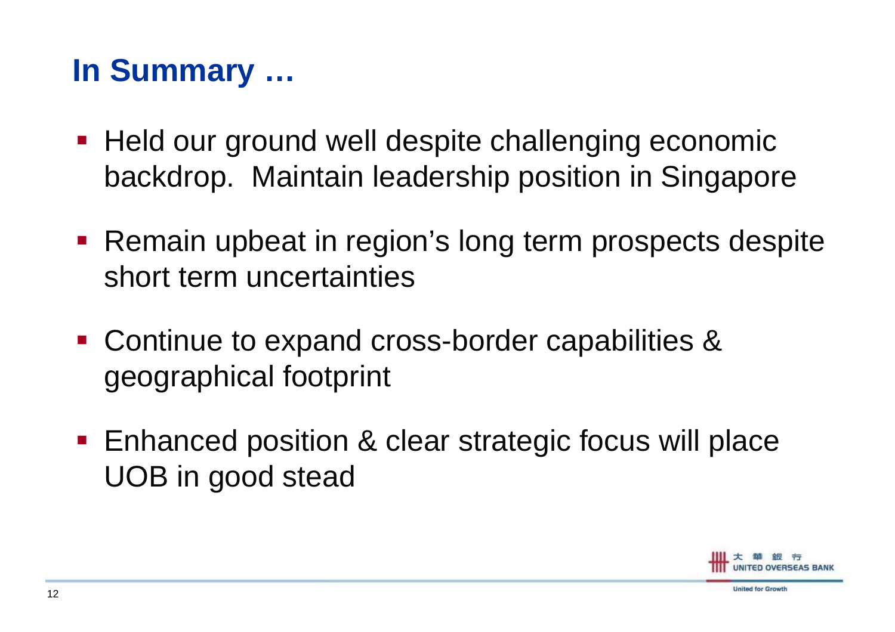## In Summary …

- Held our ground well despite challenging economic backdrop. Maintain leadership position in Singapore
- Remain upbeat in region's long term prospects despite short term uncertainties
- Continue to expand cross-border capabilities & geographical footprint
- Enhanced position & clear strategic focus will place UOB in good stead